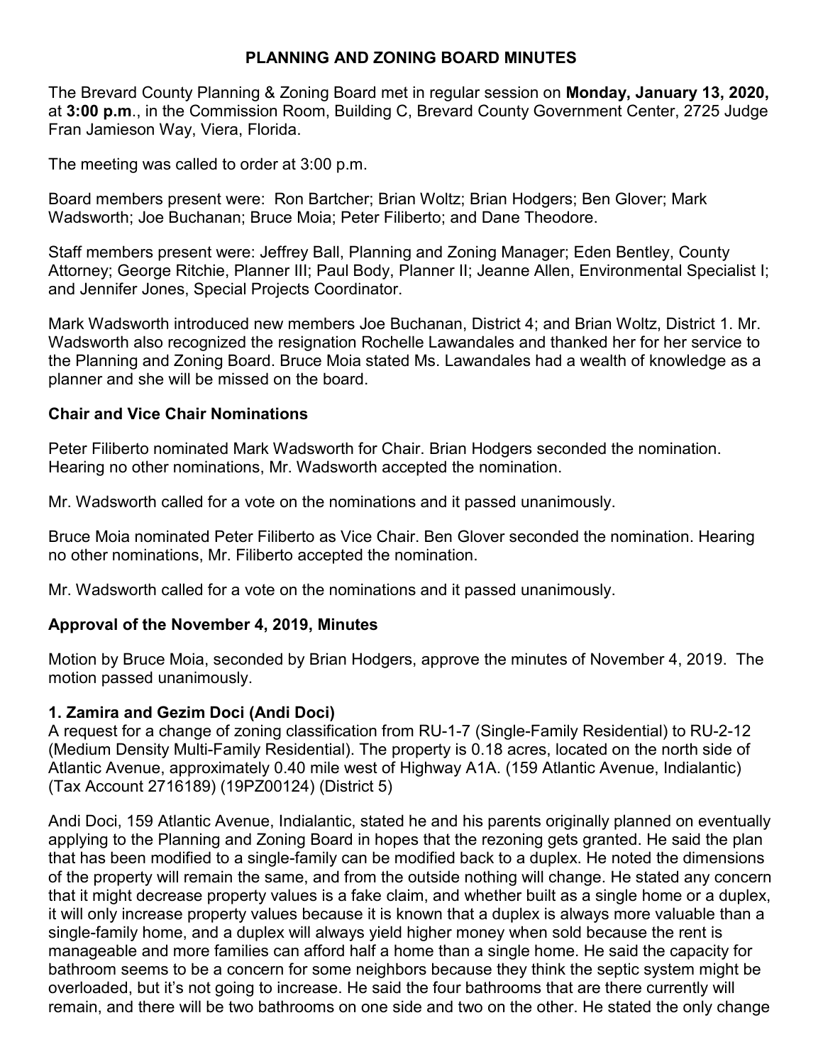# PLANNING AND ZONING BOARD MINUTES

The Brevard County Planning & Zoning Board met in regular session on **Monday, January 13, 2020,** at **3:00 p.m**., in the Commission Room, Building C, Brevard County Government Center, 2725 Judge Fran Jamieson Way, Viera, Florida.

The meeting was called to order at 3:00 p.m.

Board members present were: Ron Bartcher; Brian Woltz; Brian Hodgers; Ben Glover; Mark Wadsworth; Joe Buchanan; Bruce Moia; Peter Filiberto; and Dane Theodore.

Staff members present were: Jeffrey Ball, Planning and Zoning Manager; Eden Bentley, County Attorney; George Ritchie, Planner III; Paul Body, Planner II; Jeanne Allen, Environmental Specialist I; and Jennifer Jones, Special Projects Coordinator.

Mark Wadsworth introduced new members Joe Buchanan, District 4; and Brian Woltz, District 1. Mr. Wadsworth also recognized the resignation Rochelle Lawandales and thanked her for her service to the Planning and Zoning Board. Bruce Moia stated Ms. Lawandales had a wealth of knowledge as a planner and she will be missed on the board.

## Chair and Vice Chair Nominations

Peter Filiberto nominated Mark Wadsworth for Chair. Brian Hodgers seconded the nomination. Hearing no other nominations, Mr. Wadsworth accepted the nomination.

Mr. Wadsworth called for a vote on the nominations and it passed unanimously.

Bruce Moia nominated Peter Filiberto as Vice Chair. Ben Glover seconded the nomination. Hearing no other nominations, Mr. Filiberto accepted the nomination.

Mr. Wadsworth called for a vote on the nominations and it passed unanimously.

## Approval of the November 4, 2019, Minutes

Motion by Bruce Moia, seconded by Brian Hodgers, approve the minutes of November 4, 2019. The motion passed unanimously.

## 1. Zamira and Gezim Doci (Andi Doci)

A request for a change of zoning classification from RU-1-7 (Single-Family Residential) to RU-2-12 (Medium Density Multi-Family Residential). The property is 0.18 acres, located on the north side of Atlantic Avenue, approximately 0.40 mile west of Highway A1A. (159 Atlantic Avenue, Indialantic) (Tax Account 2716189) (19PZ00124) (District 5)

Andi Doci, 159 Atlantic Avenue, Indialantic, stated he and his parents originally planned on eventually applying to the Planning and Zoning Board in hopes that the rezoning gets granted. He said the plan that has been modified to a single-family can be modified back to a duplex. He noted the dimensions of the property will remain the same, and from the outside nothing will change. He stated any concern that it might decrease property values is a fake claim, and whether built as a single home or a duplex, it will only increase property values because it is known that a duplex is always more valuable than a single-family home, and a duplex will always yield higher money when sold because the rent is manageable and more families can afford half a home than a single home. He said the capacity for bathroom seems to be a concern for some neighbors because they think the septic system might be overloaded, but it's not going to increase. He said the four bathrooms that are there currently will remain, and there will be two bathrooms on one side and two on the other. He stated the only change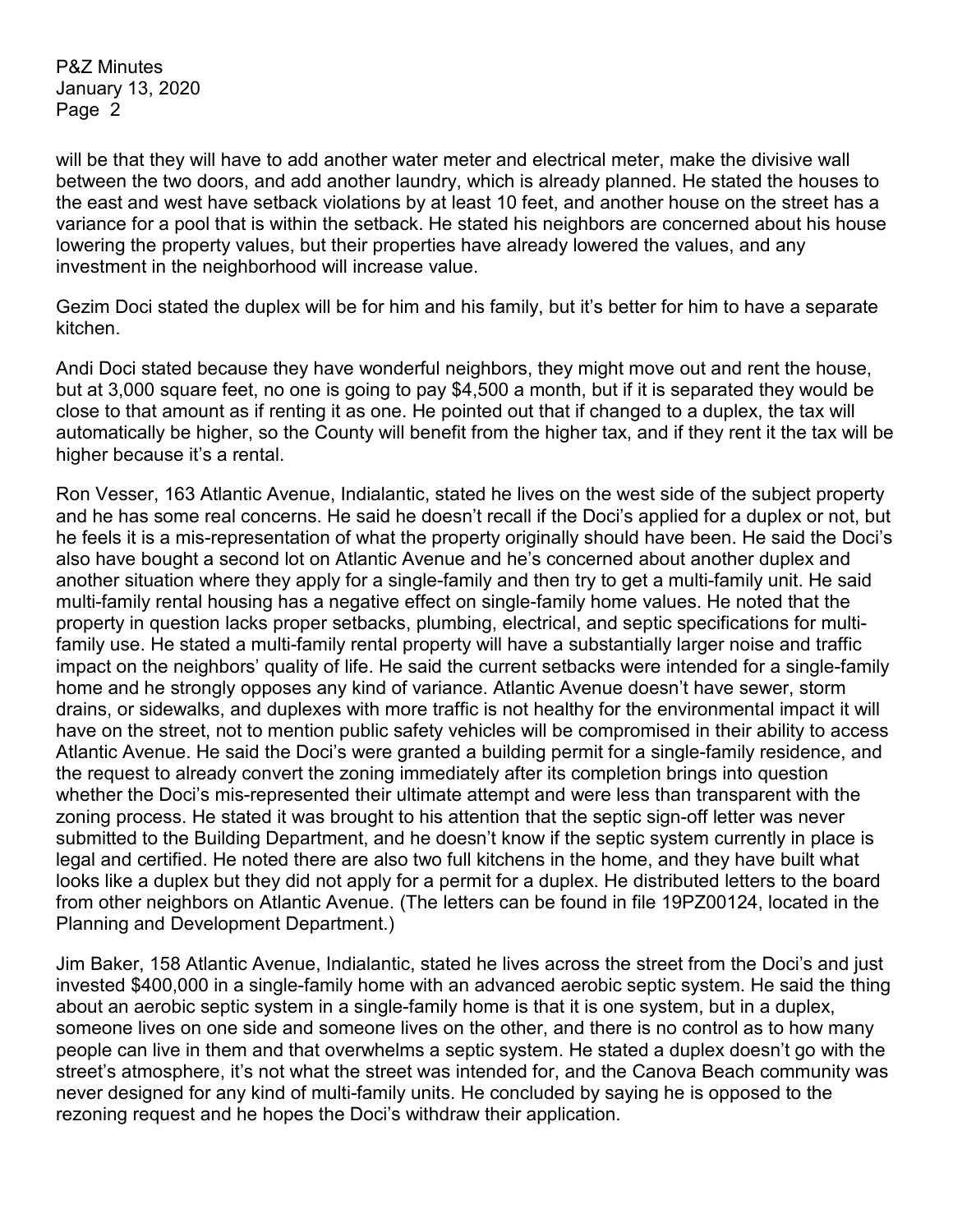will be that they will have to add another water meter and electrical meter, make the divisive wall between the two doors, and add another laundry, which is already planned. He stated the houses to the east and west have setback violations by at least 10 feet, and another house on the street has a variance for a pool that is within the setback. He stated his neighbors are concerned about his house lowering the property values, but their properties have already lowered the values, and any investment in the neighborhood will increase value.

Gezim Doci stated the duplex will be for him and his family, but it's better for him to have a separate kitchen.

Andi Doci stated because they have wonderful neighbors, they might move out and rent the house, but at 3,000 square feet, no one is going to pay $4,500 a month, but if it is separated they would be close to that amount as if renting it as one. He pointed out that if changed to a duplex, the tax will automatically be higher, so the County will benefit from the higher tax, and if they rent it the tax will be higher because it's a rental.

Ron Vesser, 163 Atlantic Avenue, Indialantic, stated he lives on the west side of the subject property and he has some real concerns. He said he doesn't recall if the Doci's applied for a duplex or not, but he feels it is a mis-representation of what the property originally should have been. He said the Doci's also have bought a second lot on Atlantic Avenue and he's concerned about another duplex and another situation where they apply for a single-family and then try to get a multi-family unit. He said multi-family rental housing has a negative effect on single-family home values. He noted that the property in question lacks proper setbacks, plumbing, electrical, and septic specifications for multi-family use. He stated a multi-family rental property will have a substantially larger noise and traffic impact on the neighbors' quality of life. He said the current setbacks were intended for a single-family home and he strongly opposes any kind of variance. Atlantic Avenue doesn't have sewer, storm drains, or sidewalks, and duplexes with more traffic is not healthy for the environmental impact it will have on the street, not to mention public safety vehicles will be compromised in their ability to access Atlantic Avenue. He said the Doci's were granted a building permit for a single-family residence, and the request to already convert the zoning immediately after its completion brings into question whether the Doci's mis-represented their ultimate attempt and were less than transparent with the zoning process. He stated it was brought to his attention that the septic sign-off letter was never submitted to the Building Department, and he doesn't know if the septic system currently in place is legal and certified. He noted there are also two full kitchens in the home, and they have built what looks like a duplex but they did not apply for a permit for a duplex. He distributed letters to the board from other neighbors on Atlantic Avenue. (The letters can be found in file 19PZ00124, located in the Planning and Development Department.)

Jim Baker, 158 Atlantic Avenue, Indialantic, stated he lives across the street from the Doci's and just invested $400,000 in a single-family home with an advanced aerobic septic system. He said the thing about an aerobic septic system in a single-family home is that it is one system, but in a duplex, someone lives on one side and someone lives on the other, and there is no control as to how many people can live in them and that overwhelms a septic system. He stated a duplex doesn't go with the street's atmosphere, it's not what the street was intended for, and the Canova Beach community was never designed for any kind of multi-family units. He concluded by saying he is opposed to the rezoning request and he hopes the Doci's withdraw their application.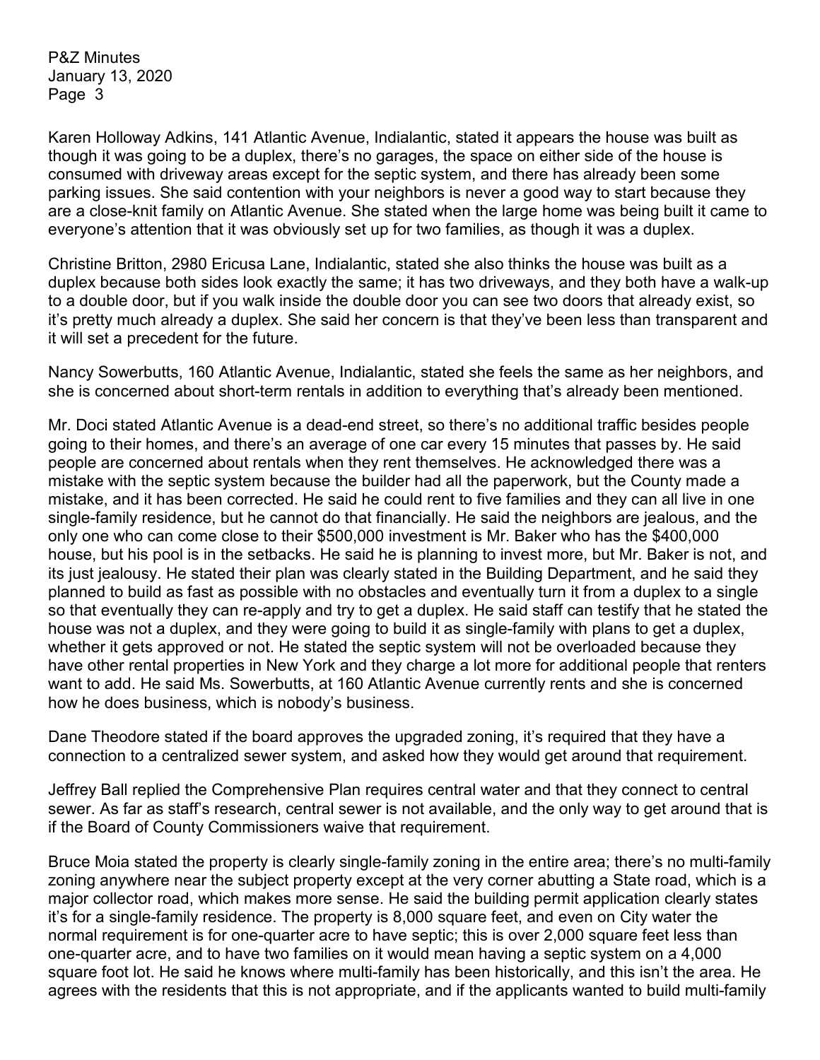Karen Holloway Adkins, 141 Atlantic Avenue, Indialantic, stated it appears the house was built as though it was going to be a duplex, there's no garages, the space on either side of the house is consumed with driveway areas except for the septic system, and there has already been some parking issues. She said contention with your neighbors is never a good way to start because they are a close-knit family on Atlantic Avenue. She stated when the large home was being built it came to everyone's attention that it was obviously set up for two families, as though it was a duplex.

Christine Britton, 2980 Ericusa Lane, Indialantic, stated she also thinks the house was built as a duplex because both sides look exactly the same; it has two driveways, and they both have a walk-up to a double door, but if you walk inside the double door you can see two doors that already exist, so it's pretty much already a duplex. She said her concern is that they've been less than transparent and it will set a precedent for the future.

Nancy Sowerbutts, 160 Atlantic Avenue, Indialantic, stated she feels the same as her neighbors, and she is concerned about short-term rentals in addition to everything that's already been mentioned.

Mr. Doci stated Atlantic Avenue is a dead-end street, so there's no additional traffic besides people going to their homes, and there's an average of one car every 15 minutes that passes by. He said people are concerned about rentals when they rent themselves. He acknowledged there was a mistake with the septic system because the builder had all the paperwork, but the County made a mistake, and it has been corrected. He said he could rent to five families and they can all live in one single-family residence, but he cannot do that financially. He said the neighbors are jealous, and the only one who can come close to their $500,000 investment is Mr. Baker who has the $400,000 house, but his pool is in the setbacks. He said he is planning to invest more, but Mr. Baker is not, and its just jealousy. He stated their plan was clearly stated in the Building Department, and he said they planned to build as fast as possible with no obstacles and eventually turn it from a duplex to a single so that eventually they can re-apply and try to get a duplex. He said staff can testify that he stated the house was not a duplex, and they were going to build it as single-family with plans to get a duplex, whether it gets approved or not. He stated the septic system will not be overloaded because they have other rental properties in New York and they charge a lot more for additional people that renters want to add. He said Ms. Sowerbutts, at 160 Atlantic Avenue currently rents and she is concerned how he does business, which is nobody's business.

Dane Theodore stated if the board approves the upgraded zoning, it's required that they have a connection to a centralized sewer system, and asked how they would get around that requirement.

Jeffrey Ball replied the Comprehensive Plan requires central water and that they connect to central sewer. As far as staff's research, central sewer is not available, and the only way to get around that is if the Board of County Commissioners waive that requirement.

Bruce Moia stated the property is clearly single-family zoning in the entire area; there's no multi-family zoning anywhere near the subject property except at the very corner abutting a State road, which is a major collector road, which makes more sense. He said the building permit application clearly states it's for a single-family residence. The property is 8,000 square feet, and even on City water the normal requirement is for one-quarter acre to have septic; this is over 2,000 square feet less than one-quarter acre, and to have two families on it would mean having a septic system on a 4,000 square foot lot. He said he knows where multi-family has been historically, and this isn't the area. He agrees with the residents that this is not appropriate, and if the applicants wanted to build multi-family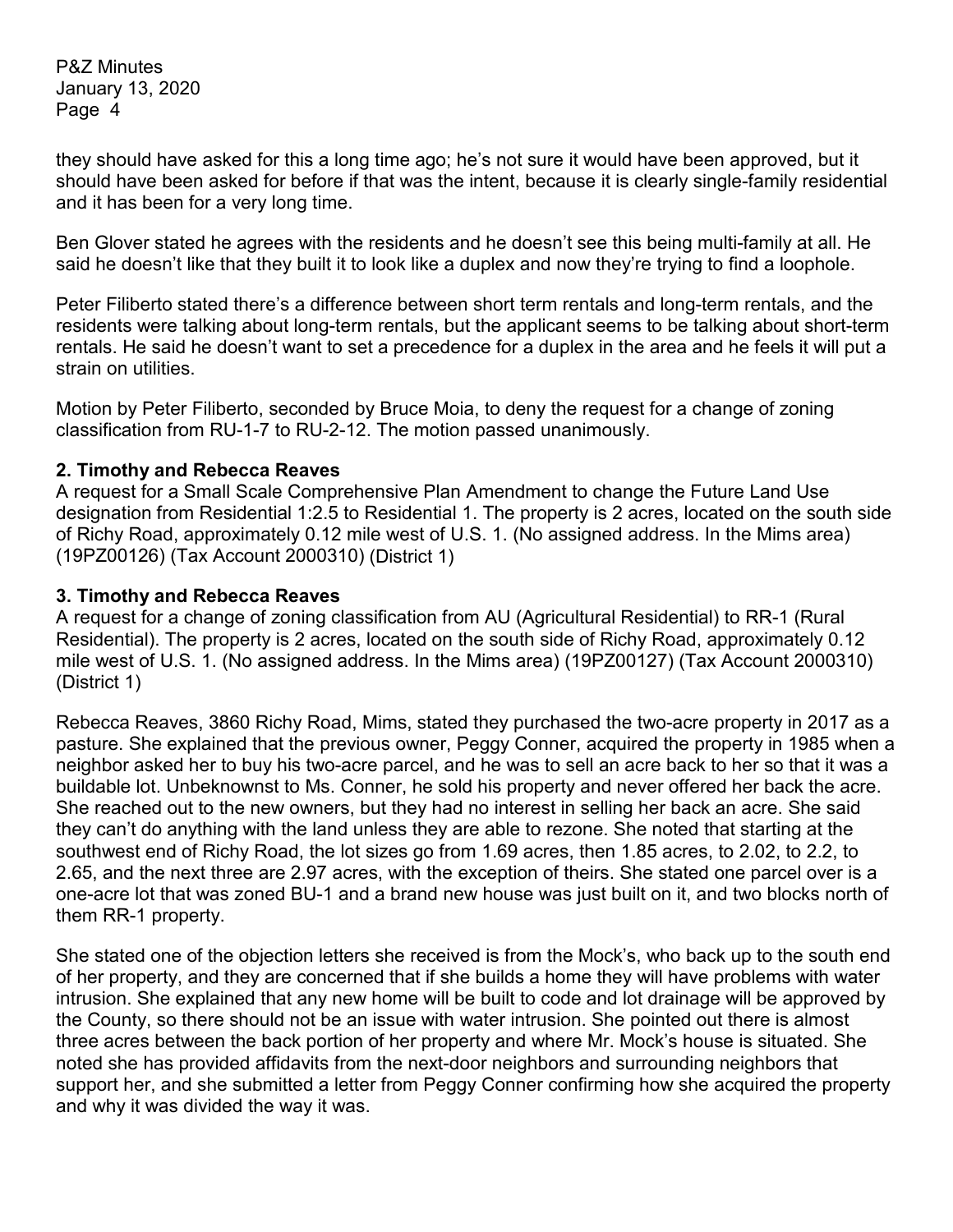they should have asked for this a long time ago; he's not sure it would have been approved, but it should have been asked for before if that was the intent, because it is clearly single-family residential and it has been for a very long time.

Ben Glover stated he agrees with the residents and he doesn't see this being multi-family at all. He said he doesn't like that they built it to look like a duplex and now they're trying to find a loophole.

Peter Filiberto stated there's a difference between short term rentals and long-term rentals, and the residents were talking about long-term rentals, but the applicant seems to be talking about short-term rentals. He said he doesn't want to set a precedence for a duplex in the area and he feels it will put a strain on utilities.

Motion by Peter Filiberto, seconded by Bruce Moia, to deny the request for a change of zoning classification from RU-1-7 to RU-2-12. The motion passed unanimously.

**2. Timothy and Rebecca Reaves**
A request for a Small Scale Comprehensive Plan Amendment to change the Future Land Use designation from Residential 1:2.5 to Residential 1. The property is 2 acres, located on the south side of Richy Road, approximately 0.12 mile west of U.S. 1. (No assigned address. In the Mims area) (19PZ00126) (Tax Account 2000310) (District 1)

**3. Timothy and Rebecca Reaves**
A request for a change of zoning classification from AU (Agricultural Residential) to RR-1 (Rural Residential). The property is 2 acres, located on the south side of Richy Road, approximately 0.12 mile west of U.S. 1. (No assigned address. In the Mims area) (19PZ00127) (Tax Account 2000310) (District 1)

Rebecca Reaves, 3860 Richy Road, Mims, stated they purchased the two-acre property in 2017 as a pasture. She explained that the previous owner, Peggy Conner, acquired the property in 1985 when a neighbor asked her to buy his two-acre parcel, and he was to sell an acre back to her so that it was a buildable lot. Unbeknownst to Ms. Conner, he sold his property and never offered her back the acre. She reached out to the new owners, but they had no interest in selling her back an acre. She said they can't do anything with the land unless they are able to rezone. She noted that starting at the southwest end of Richy Road, the lot sizes go from 1.69 acres, then 1.85 acres, to 2.02, to 2.2, to 2.65, and the next three are 2.97 acres, with the exception of theirs. She stated one parcel over is a one-acre lot that was zoned BU-1 and a brand new house was just built on it, and two blocks north of them RR-1 property.

She stated one of the objection letters she received is from the Mock's, who back up to the south end of her property, and they are concerned that if she builds a home they will have problems with water intrusion. She explained that any new home will be built to code and lot drainage will be approved by the County, so there should not be an issue with water intrusion. She pointed out there is almost three acres between the back portion of her property and where Mr. Mock's house is situated. She noted she has provided affidavits from the next-door neighbors and surrounding neighbors that support her, and she submitted a letter from Peggy Conner confirming how she acquired the property and why it was divided the way it was.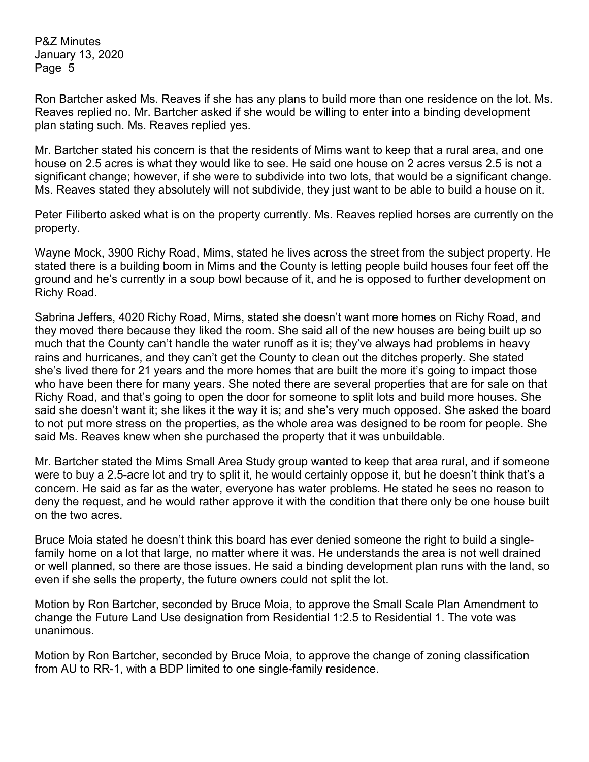Ron Bartcher asked Ms. Reaves if she has any plans to build more than one residence on the lot. Ms. Reaves replied no. Mr. Bartcher asked if she would be willing to enter into a binding development plan stating such. Ms. Reaves replied yes.

Mr. Bartcher stated his concern is that the residents of Mims want to keep that a rural area, and one house on 2.5 acres is what they would like to see. He said one house on 2 acres versus 2.5 is not a significant change; however, if she were to subdivide into two lots, that would be a significant change. Ms. Reaves stated they absolutely will not subdivide, they just want to be able to build a house on it.

Peter Filiberto asked what is on the property currently. Ms. Reaves replied horses are currently on the property.

Wayne Mock, 3900 Richy Road, Mims, stated he lives across the street from the subject property. He stated there is a building boom in Mims and the County is letting people build houses four feet off the ground and he's currently in a soup bowl because of it, and he is opposed to further development on Richy Road.

Sabrina Jeffers, 4020 Richy Road, Mims, stated she doesn't want more homes on Richy Road, and they moved there because they liked the room. She said all of the new houses are being built up so much that the County can't handle the water runoff as it is; they've always had problems in heavy rains and hurricanes, and they can't get the County to clean out the ditches properly. She stated she's lived there for 21 years and the more homes that are built the more it's going to impact those who have been there for many years. She noted there are several properties that are for sale on that Richy Road, and that's going to open the door for someone to split lots and build more houses. She said she doesn't want it; she likes it the way it is; and she's very much opposed. She asked the board to not put more stress on the properties, as the whole area was designed to be room for people. She said Ms. Reaves knew when she purchased the property that it was unbuildable.

Mr. Bartcher stated the Mims Small Area Study group wanted to keep that area rural, and if someone were to buy a 2.5-acre lot and try to split it, he would certainly oppose it, but he doesn't think that's a concern. He said as far as the water, everyone has water problems. He stated he sees no reason to deny the request, and he would rather approve it with the condition that there only be one house built on the two acres.

Bruce Moia stated he doesn't think this board has ever denied someone the right to build a single-family home on a lot that large, no matter where it was. He understands the area is not well drained or well planned, so there are those issues. He said a binding development plan runs with the land, so even if she sells the property, the future owners could not split the lot.

Motion by Ron Bartcher, seconded by Bruce Moia, to approve the Small Scale Plan Amendment to change the Future Land Use designation from Residential 1:2.5 to Residential 1. The vote was unanimous.

Motion by Ron Bartcher, seconded by Bruce Moia, to approve the change of zoning classification from AU to RR-1, with a BDP limited to one single-family residence.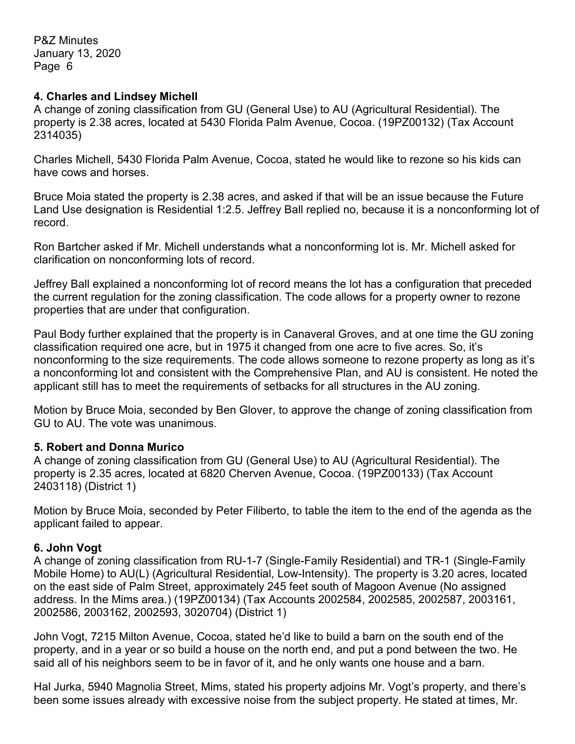### 4. Charles and Lindsey Michell

A change of zoning classification from GU (General Use) to AU (Agricultural Residential). The property is 2.38 acres, located at 5430 Florida Palm Avenue, Cocoa. (19PZ00132) (Tax Account 2314035)

Charles Michell, 5430 Florida Palm Avenue, Cocoa, stated he would like to rezone so his kids can have cows and horses.

Bruce Moia stated the property is 2.38 acres, and asked if that will be an issue because the Future Land Use designation is Residential 1:2.5. Jeffrey Ball replied no, because it is a nonconforming lot of record.

Ron Bartcher asked if Mr. Michell understands what a nonconforming lot is. Mr. Michell asked for clarification on nonconforming lots of record.

Jeffrey Ball explained a nonconforming lot of record means the lot has a configuration that preceded the current regulation for the zoning classification. The code allows for a property owner to rezone properties that are under that configuration.

Paul Body further explained that the property is in Canaveral Groves, and at one time the GU zoning classification required one acre, but in 1975 it changed from one acre to five acres. So, it's nonconforming to the size requirements. The code allows someone to rezone property as long as it's a nonconforming lot and consistent with the Comprehensive Plan, and AU is consistent. He noted the applicant still has to meet the requirements of setbacks for all structures in the AU zoning.

Motion by Bruce Moia, seconded by Ben Glover, to approve the change of zoning classification from GU to AU. The vote was unanimous.

### 5. Robert and Donna Murico

A change of zoning classification from GU (General Use) to AU (Agricultural Residential). The property is 2.35 acres, located at 6820 Cherven Avenue, Cocoa. (19PZ00133) (Tax Account 2403118) (District 1)

Motion by Bruce Moia, seconded by Peter Filiberto, to table the item to the end of the agenda as the applicant failed to appear.

### 6. John Vogt

A change of zoning classification from RU-1-7 (Single-Family Residential) and TR-1 (Single-Family Mobile Home) to AU(L) (Agricultural Residential, Low-Intensity). The property is 3.20 acres, located on the east side of Palm Street, approximately 245 feet south of Magoon Avenue (No assigned address. In the Mims area.) (19PZ00134) (Tax Accounts 2002584, 2002585, 2002587, 2003161, 2002586, 2003162, 2002593, 3020704) (District 1)

John Vogt, 7215 Milton Avenue, Cocoa, stated he'd like to build a barn on the south end of the property, and in a year or so build a house on the north end, and put a pond between the two. He said all of his neighbors seem to be in favor of it, and he only wants one house and a barn.

Hal Jurka, 5940 Magnolia Street, Mims, stated his property adjoins Mr. Vogt's property, and there's been some issues already with excessive noise from the subject property. He stated at times, Mr.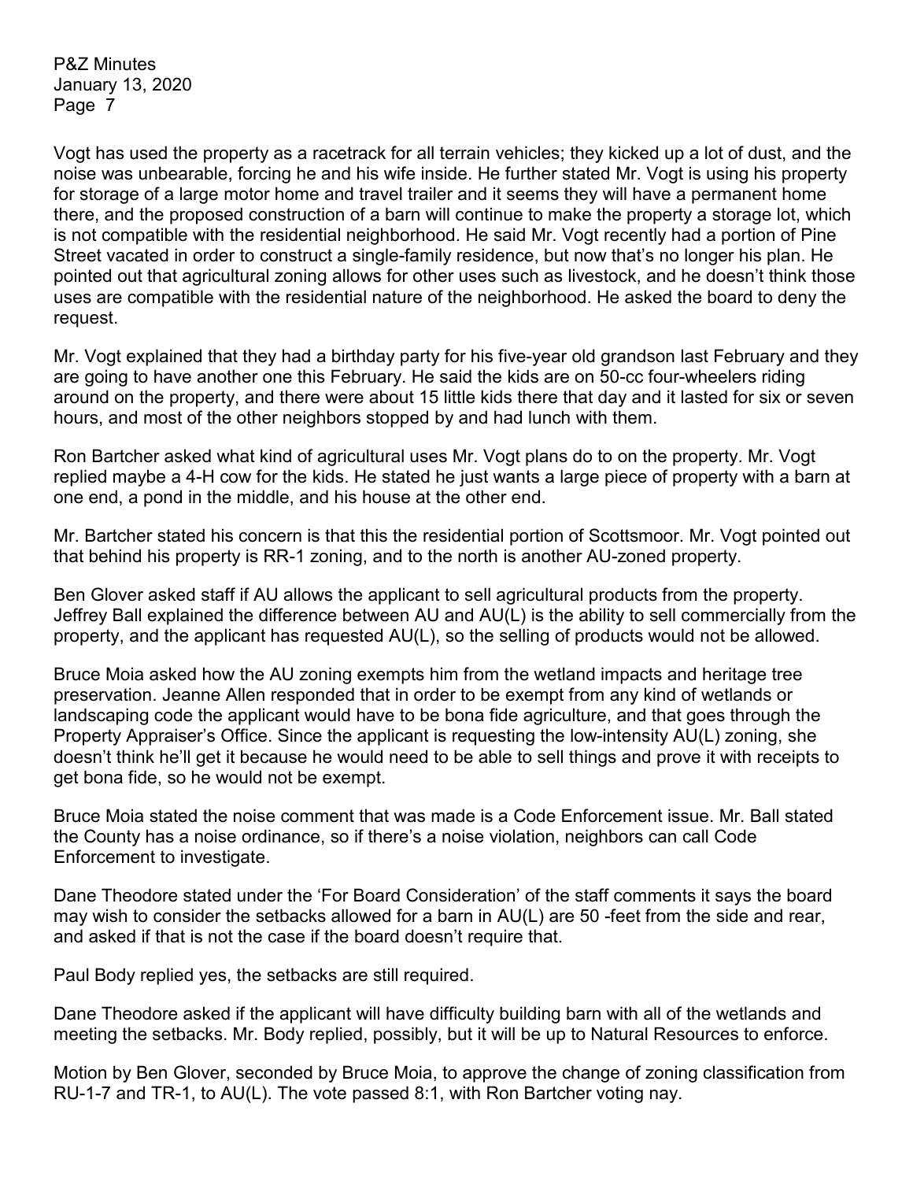Vogt has used the property as a racetrack for all terrain vehicles; they kicked up a lot of dust, and the noise was unbearable, forcing he and his wife inside. He further stated Mr. Vogt is using his property for storage of a large motor home and travel trailer and it seems they will have a permanent home there, and the proposed construction of a barn will continue to make the property a storage lot, which is not compatible with the residential neighborhood. He said Mr. Vogt recently had a portion of Pine Street vacated in order to construct a single-family residence, but now that's no longer his plan. He pointed out that agricultural zoning allows for other uses such as livestock, and he doesn't think those uses are compatible with the residential nature of the neighborhood. He asked the board to deny the request.

Mr. Vogt explained that they had a birthday party for his five-year old grandson last February and they are going to have another one this February. He said the kids are on 50-cc four-wheelers riding around on the property, and there were about 15 little kids there that day and it lasted for six or seven hours, and most of the other neighbors stopped by and had lunch with them.

Ron Bartcher asked what kind of agricultural uses Mr. Vogt plans do to on the property. Mr. Vogt replied maybe a 4-H cow for the kids. He stated he just wants a large piece of property with a barn at one end, a pond in the middle, and his house at the other end.

Mr. Bartcher stated his concern is that this the residential portion of Scottsmoor. Mr. Vogt pointed out that behind his property is RR-1 zoning, and to the north is another AU-zoned property.

Ben Glover asked staff if AU allows the applicant to sell agricultural products from the property. Jeffrey Ball explained the difference between AU and AU(L) is the ability to sell commercially from the property, and the applicant has requested AU(L), so the selling of products would not be allowed.

Bruce Moia asked how the AU zoning exempts him from the wetland impacts and heritage tree preservation. Jeanne Allen responded that in order to be exempt from any kind of wetlands or landscaping code the applicant would have to be bona fide agriculture, and that goes through the Property Appraiser's Office. Since the applicant is requesting the low-intensity AU(L) zoning, she doesn't think he'll get it because he would need to be able to sell things and prove it with receipts to get bona fide, so he would not be exempt.

Bruce Moia stated the noise comment that was made is a Code Enforcement issue. Mr. Ball stated the County has a noise ordinance, so if there's a noise violation, neighbors can call Code Enforcement to investigate.

Dane Theodore stated under the 'For Board Consideration' of the staff comments it says the board may wish to consider the setbacks allowed for a barn in AU(L) are 50 -feet from the side and rear, and asked if that is not the case if the board doesn't require that.

Paul Body replied yes, the setbacks are still required.

Dane Theodore asked if the applicant will have difficulty building barn with all of the wetlands and meeting the setbacks. Mr. Body replied, possibly, but it will be up to Natural Resources to enforce.

Motion by Ben Glover, seconded by Bruce Moia, to approve the change of zoning classification from RU-1-7 and TR-1, to AU(L). The vote passed 8:1, with Ron Bartcher voting nay.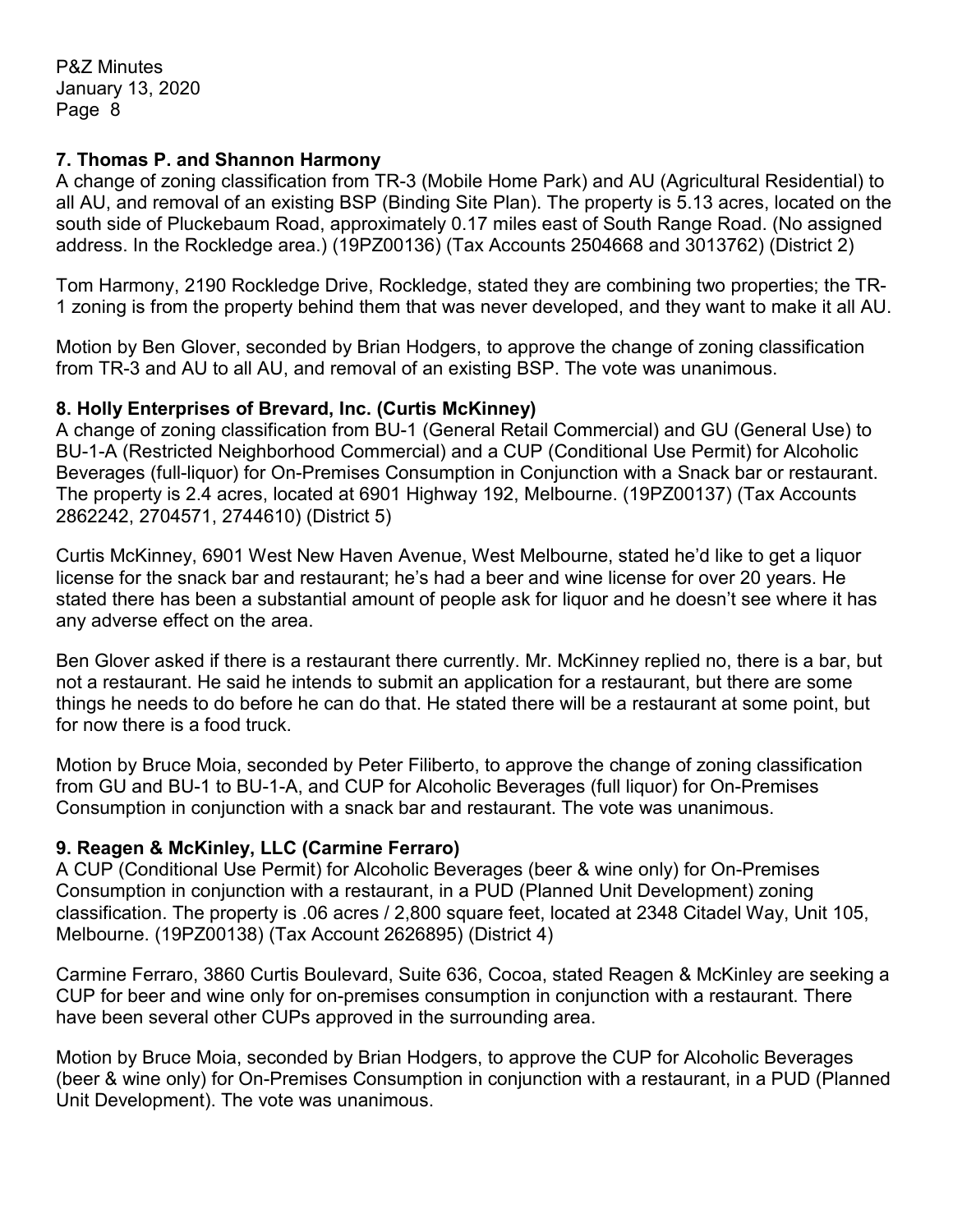### 7. Thomas P. and Shannon Harmony

A change of zoning classification from TR-3 (Mobile Home Park) and AU (Agricultural Residential) to all AU, and removal of an existing BSP (Binding Site Plan). The property is 5.13 acres, located on the south side of Pluckebaum Road, approximately 0.17 miles east of South Range Road. (No assigned address. In the Rockledge area.) (19PZ00136) (Tax Accounts 2504668 and 3013762) (District 2)

Tom Harmony, 2190 Rockledge Drive, Rockledge, stated they are combining two properties; the TR-1 zoning is from the property behind them that was never developed, and they want to make it all AU.

Motion by Ben Glover, seconded by Brian Hodgers, to approve the change of zoning classification from TR-3 and AU to all AU, and removal of an existing BSP. The vote was unanimous.

### 8. Holly Enterprises of Brevard, Inc. (Curtis McKinney)

A change of zoning classification from BU-1 (General Retail Commercial) and GU (General Use) to BU-1-A (Restricted Neighborhood Commercial) and a CUP (Conditional Use Permit) for Alcoholic Beverages (full-liquor) for On-Premises Consumption in Conjunction with a Snack bar or restaurant. The property is 2.4 acres, located at 6901 Highway 192, Melbourne. (19PZ00137) (Tax Accounts 2862242, 2704571, 2744610) (District 5)

Curtis McKinney, 6901 West New Haven Avenue, West Melbourne, stated he'd like to get a liquor license for the snack bar and restaurant; he's had a beer and wine license for over 20 years. He stated there has been a substantial amount of people ask for liquor and he doesn't see where it has any adverse effect on the area.

Ben Glover asked if there is a restaurant there currently. Mr. McKinney replied no, there is a bar, but not a restaurant. He said he intends to submit an application for a restaurant, but there are some things he needs to do before he can do that. He stated there will be a restaurant at some point, but for now there is a food truck.

Motion by Bruce Moia, seconded by Peter Filiberto, to approve the change of zoning classification from GU and BU-1 to BU-1-A, and CUP for Alcoholic Beverages (full liquor) for On-Premises Consumption in conjunction with a snack bar and restaurant. The vote was unanimous.

### 9. Reagen & McKinley, LLC (Carmine Ferraro)

A CUP (Conditional Use Permit) for Alcoholic Beverages (beer & wine only) for On-Premises Consumption in conjunction with a restaurant, in a PUD (Planned Unit Development) zoning classification. The property is .06 acres / 2,800 square feet, located at 2348 Citadel Way, Unit 105, Melbourne. (19PZ00138) (Tax Account 2626895) (District 4)

Carmine Ferraro, 3860 Curtis Boulevard, Suite 636, Cocoa, stated Reagen & McKinley are seeking a CUP for beer and wine only for on-premises consumption in conjunction with a restaurant. There have been several other CUPs approved in the surrounding area.

Motion by Bruce Moia, seconded by Brian Hodgers, to approve the CUP for Alcoholic Beverages (beer & wine only) for On-Premises Consumption in conjunction with a restaurant, in a PUD (Planned Unit Development). The vote was unanimous.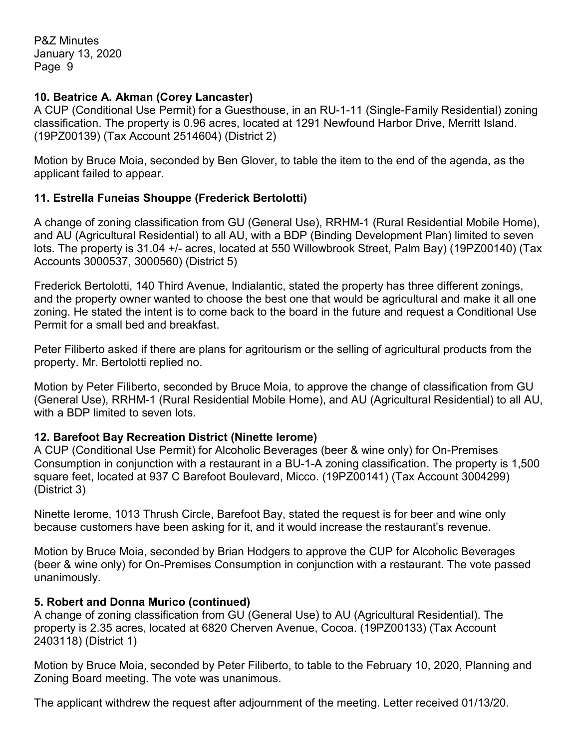**10. Beatrice A. Akman (Corey Lancaster)**
A CUP (Conditional Use Permit) for a Guesthouse, in an RU-1-11 (Single-Family Residential) zoning classification. The property is 0.96 acres, located at 1291 Newfound Harbor Drive, Merritt Island. (19PZ00139) (Tax Account 2514604) (District 2)

Motion by Bruce Moia, seconded by Ben Glover, to table the item to the end of the agenda, as the applicant failed to appear.

**11. Estrella Funeias Shouppe (Frederick Bertolotti)**

A change of zoning classification from GU (General Use), RRHM-1 (Rural Residential Mobile Home), and AU (Agricultural Residential) to all AU, with a BDP (Binding Development Plan) limited to seven lots. The property is 31.04 +/- acres, located at 550 Willowbrook Street, Palm Bay) (19PZ00140) (Tax Accounts 3000537, 3000560) (District 5)

Frederick Bertolotti, 140 Third Avenue, Indialantic, stated the property has three different zonings, and the property owner wanted to choose the best one that would be agricultural and make it all one zoning. He stated the intent is to come back to the board in the future and request a Conditional Use Permit for a small bed and breakfast.

Peter Filiberto asked if there are plans for agritourism or the selling of agricultural products from the property. Mr. Bertolotti replied no.

Motion by Peter Filiberto, seconded by Bruce Moia, to approve the change of classification from GU (General Use), RRHM-1 (Rural Residential Mobile Home), and AU (Agricultural Residential) to all AU, with a BDP limited to seven lots.

**12. Barefoot Bay Recreation District (Ninette Ierome)**
A CUP (Conditional Use Permit) for Alcoholic Beverages (beer & wine only) for On-Premises Consumption in conjunction with a restaurant in a BU-1-A zoning classification. The property is 1,500 square feet, located at 937 C Barefoot Boulevard, Micco. (19PZ00141) (Tax Account 3004299) (District 3)

Ninette Ierome, 1013 Thrush Circle, Barefoot Bay, stated the request is for beer and wine only because customers have been asking for it, and it would increase the restaurant's revenue.

Motion by Bruce Moia, seconded by Brian Hodgers to approve the CUP for Alcoholic Beverages (beer & wine only) for On-Premises Consumption in conjunction with a restaurant. The vote passed unanimously.

**5. Robert and Donna Murico (continued)**
A change of zoning classification from GU (General Use) to AU (Agricultural Residential). The property is 2.35 acres, located at 6820 Cherven Avenue, Cocoa. (19PZ00133) (Tax Account 2403118) (District 1)

Motion by Bruce Moia, seconded by Peter Filiberto, to table to the February 10, 2020, Planning and Zoning Board meeting. The vote was unanimous.

The applicant withdrew the request after adjournment of the meeting. Letter received 01/13/20.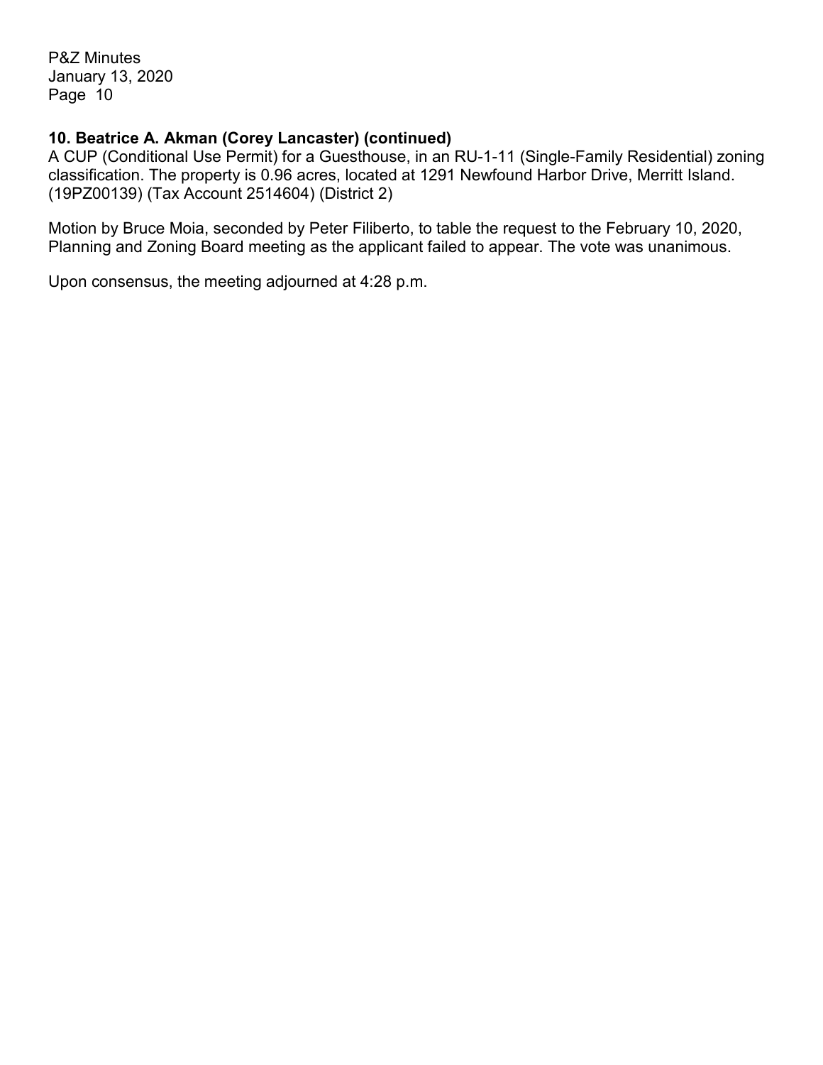**10. Beatrice A. Akman (Corey Lancaster) (continued)**
A CUP (Conditional Use Permit) for a Guesthouse, in an RU-1-11 (Single-Family Residential) zoning classification. The property is 0.96 acres, located at 1291 Newfound Harbor Drive, Merritt Island. (19PZ00139) (Tax Account 2514604) (District 2)

Motion by Bruce Moia, seconded by Peter Filiberto, to table the request to the February 10, 2020, Planning and Zoning Board meeting as the applicant failed to appear. The vote was unanimous.

Upon consensus, the meeting adjourned at 4:28 p.m.